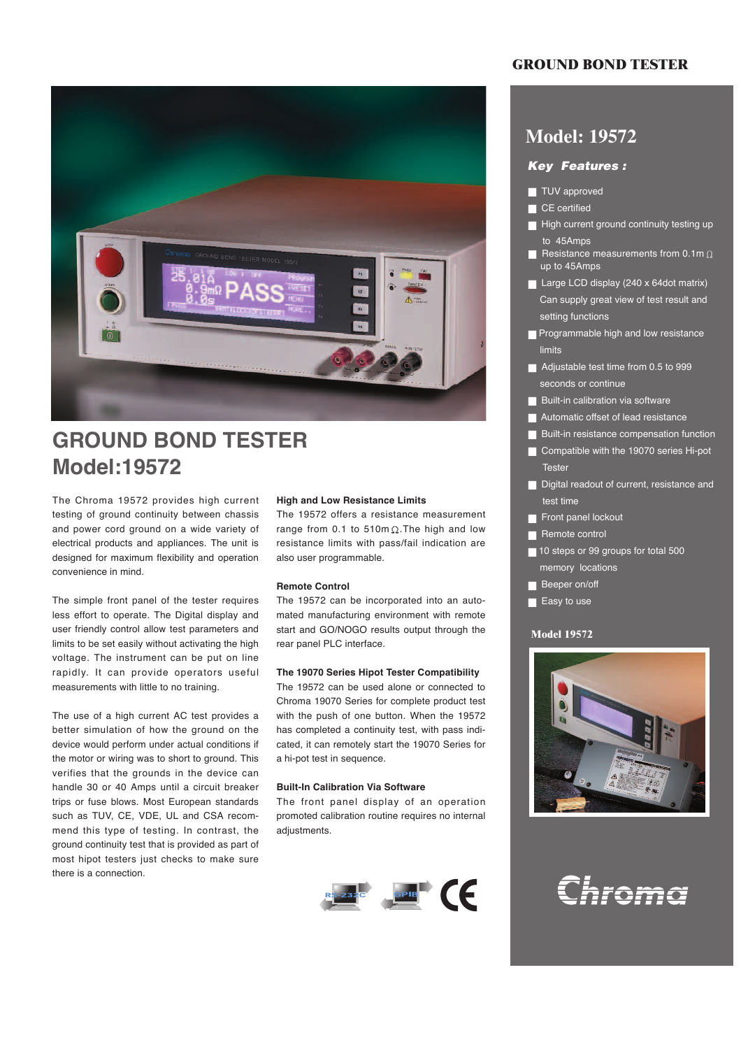# GROUND BOND TESTER

# GROUND BOND TESTER
# Model:19572

The Chroma 19572 provides high current testing of ground continuity between chassis and power cord ground on a wide variety of electrical products and appliances. The unit is designed for maximum flexibility and operation convenience in mind.

The simple front panel of the tester requires less effort to operate. The Digital display and user friendly control allow test parameters and limits to be set easily without activating the high voltage. The instrument can be put on line rapidly. It can provide operators useful measurements with little to no training.

The use of a high current AC test provides a better simulation of how the ground on the device would perform under actual conditions if the motor or wiring was to short to ground. This verifies that the grounds in the device can handle 30 or 40 Amps until a circuit breaker trips or fuse blows. Most European standards such as TUV, CE, VDE, UL and CSA recommend this type of testing. In contrast, the ground continuity test that is provided as part of most hipot testers just checks to make sure there is a connection.

### High and Low Resistance Limits

The 19572 offers a resistance measurement range from 0.1 to 510mΩ.The high and low resistance limits with pass/fail indication are also user programmable.

### Remote Control

The 19572 can be incorporated into an automated manufacturing environment with remote start and GO/NOGO results output through the rear panel PLC interface.

### The 19070 Series Hipot Tester Compatibility

The 19572 can be used alone or connected to Chroma 19070 Series for complete product test with the push of one button. When the 19572 has completed a continuity test, with pass indicated, it can remotely start the 19070 Series for a hi-pot test in sequence.

### Built-In Calibration Via Software

The front panel display of an operation promoted calibration routine requires no internal adjustments.

RS-232C GPIB CE

## Model: 19572

### ***Key Features :***

- TUV approved
- CE certified
- High current ground continuity testing up to 45Amps
- Resistance measurements from 0.1mΩ up to 45Amps
- Large LCD display (240 x 64dot matrix) Can supply great view of test result and setting functions
- Programmable high and low resistance limits
- Adjustable test time from 0.5 to 999 seconds or continue
- Built-in calibration via software
- Automatic offset of lead resistance
- Built-in resistance compensation function
- Compatible with the 19070 series Hi-pot Tester
- Digital readout of current, resistance and test time
- Front panel lockout
- Remote control
- 10 steps or 99 groups for total 500 memory locations
- Beeper on/off
- Easy to use

**Model 19572**

Chroma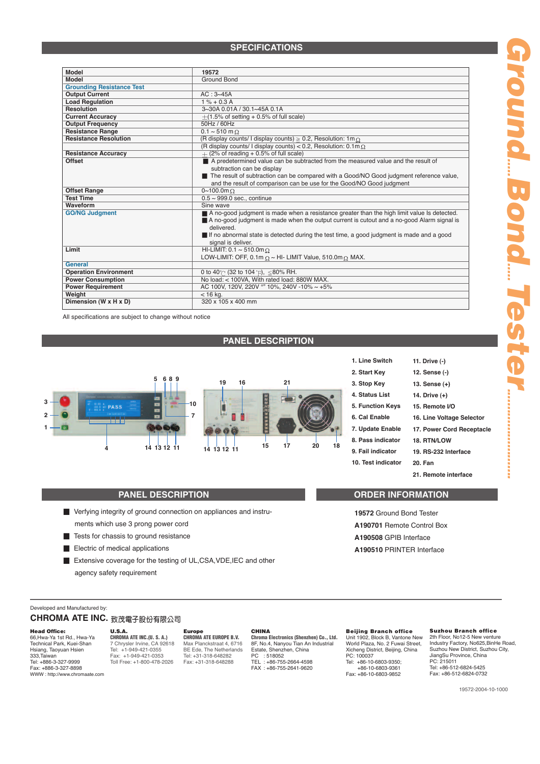## SPECIFICATIONS

| | |
|---|---|
| **Model** | 19572 |
| **Model** | Ground Bond |
| **Grounding Resistance Test** | |
| **Output Current** | AC : 3~45A |
| **Load Regulation** | 1 % + 0.3 A |
| **Resolution** | 3~30A 0.01A / 30.1~45A 0.1A |
| **Current Accuracy** | ±(1.5% of setting + 0.5% of full scale) |
| **Output Frequency** | 50Hz / 60Hz |
| **Resistance Range** | 0.1 ~ 510 mΩ |
| **Resistance Resolution** | (R display counts/ I display counts) ≥ 0.2, Resolution: 1mΩ<br>(R display counts/ I display counts) < 0.2, Resolution: 0.1mΩ |
| **Resistance Accuracy** | ±(2% of reading + 0.5% of full scale) |
| **Offset** | ■ A predetermined value can be subtracted from the measured value and the result of subtraction can be display<br>■ The result of subtraction can be compared with a Good/NO Good judgment reference value, and the result of comparison can be use for the Good/NO Good judgment |
| **Offset Range** | 0~100.0mΩ |
| **Test Time** | 0.5 ~ 999.0 sec., continue |
| **Waveform** | Sine wave |
| **GO/NG Judgment** | ■ A no-good judgment is made when a resistance greater than the high limit value Is detected.<br>■ A no-good judgment is made when the output current is cutout and a no-good Alarm signal is delivered.<br>■ If no abnormal state is detected during the test time, a good judgment is made and a good signal is deliver. |
| **Limit** | HI-LIMIT: 0.1 ~ 510.0mΩ<br>LOW-LIMIT: OFF, 0.1mΩ ~ HI- LIMIT Value, 510.0mΩ MAX. |
| **General** | |
| **Operation Environment** | 0 to 40℃ (32 to 104 ℉), ≤80% RH. |
| **Power Consumption** | No load: < 100VA, With rated load: 880W MAX. |
| **Power Requirement** | AC 100V, 120V, 220V ± 10%, 240V -10% ~ +5% |
| **Weight** | < 16 kg. |
| **Dimension (W x H x D)** | 320 x 105 x 400 mm |

All specifications are subject to change without notice

## PANEL DESCRIPTION

1. Line Switch
2. Start Key
3. Stop Key
4. Status List
5. Function Keys
6. Cal Enable
7. Update Enable
8. Pass indicator
9. Fail indicator
10. Test indicator
11. Drive (-)
12. Sense (-)
13. Sense (+)
14. Drive (+)
15. Remote I/O
16. Line Voltage Selector
17. Power Cord Receptacle
18. RTN/LOW
19. RS-232 Interface
20. Fan
21. Remote interface

## PANEL DESCRIPTION

- Verfying integrity of ground connection on appliances and instruments which use 3 prong power cord
- Tests for chassis to ground resistance
- Electric of medical applications
- Extensive coverage for the testing of UL,CSA,VDE,IEC and other agency safety requirement

## ORDER INFORMATION

**19572** Ground Bond Tester
**A190701** Remote Control Box
**A190508** GPIB Interface
**A190510** PRINTER Interface

Developed and Manufactured by:

**CHROMA ATE INC.** 致茂電子股份有限公司

**Head Office:**
66,Hwa-Ya 1st Rd., Hwa-Ya Technical Park, Kuei-Shan Hsiang, Taoyuan Hsien 333,Taiwan
Tel: +886-3-327-9999
Fax: +886-3-327-8898
WWW : http://www.chromaate.com

**U.S.A.**
CHROMA ATE INC.(U. S. A.)
7 Chrysler Irvine, CA 92618
Tel: +1-949-421-0355
Fax: +1-949-421-0353
Toll Free: +1-800-478-2026

**Europe**
CHROMA ATE EUROPE B.V.
Max Planckstraat 4, 6716 BE Ede, The Netherlands
Tel: +31-318-648282
Fax: +31-318-648288

**CHINA**
Chroma Electronics (Shenzhen) Co., Ltd.
8F, No.4, Nanyou Tian An Industrial Estate, Shenzhen, China
PC : 518052
TEL : +86-755-2664-4598
FAX : +86-755-2641-9620

**Beijing Branch office**
Unit 1902, Block B, Vantone New World Plaza, No. 2 Fuwai Street, Xicheng District, Beijing, China
PC: 100037
Tel: +86-10-6803-9350; +86-10-6803-9361
Fax: +86-10-6803-9852

**Suzhou Branch office**
2th Floor, No12-5 New venture Industry Factory, No625,BinHe Road, Suzhou New District, Suzhou City, JiangSu Province, China
PC: 215011
Tel: +86-512-6824-5425
Fax: +86-512-6824-0732

19572-2004-10-1000